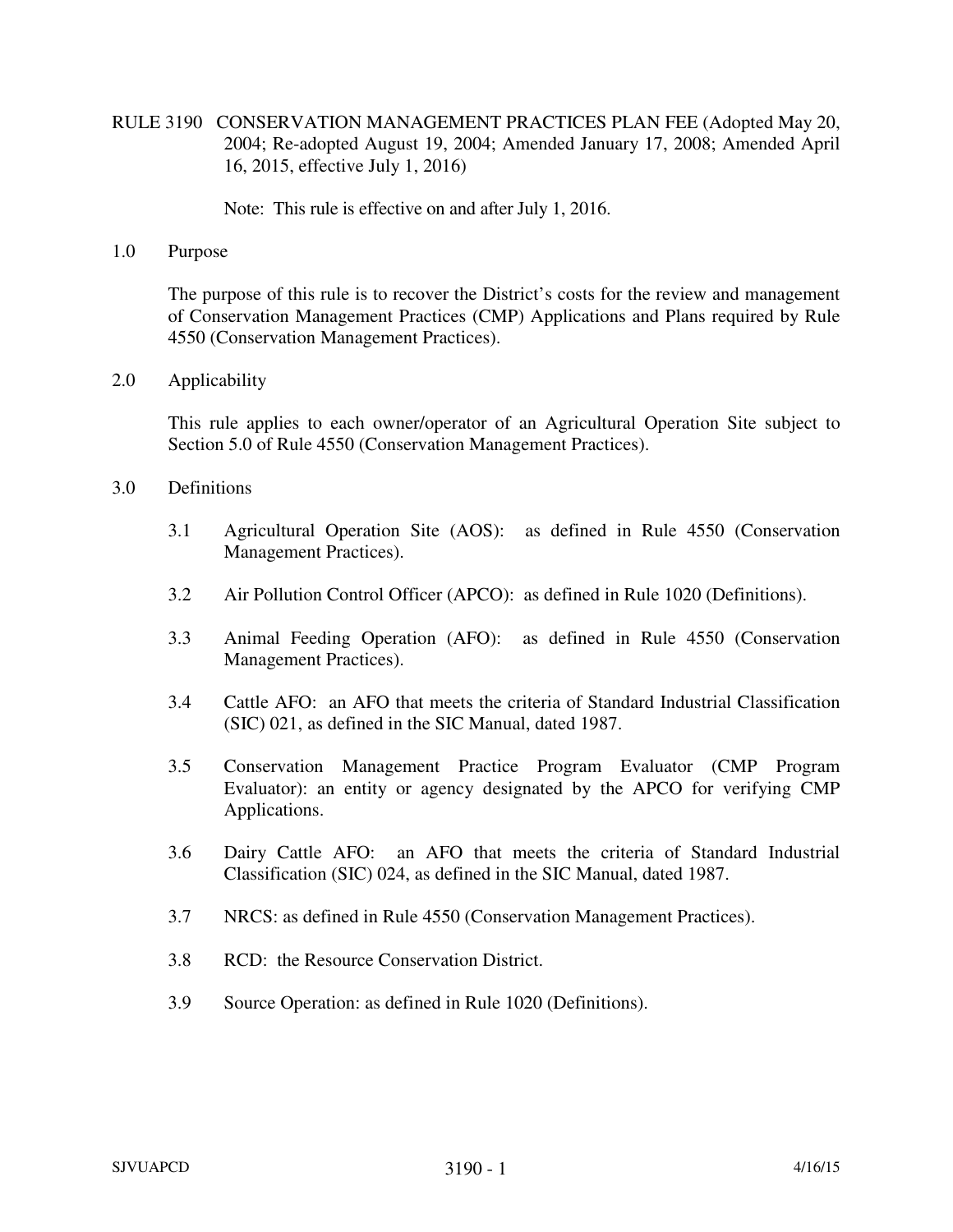# RULE 3190 CONSERVATION MANAGEMENT PRACTICES PLAN FEE (Adopted May 20, 2004; Re-adopted August 19, 2004; Amended January 17, 2008; Amended April 16, 2015, effective July 1, 2016)

Note: This rule is effective on and after July 1, 2016.

## 1.0 Purpose

The purpose of this rule is to recover the District's costs for the review and management of Conservation Management Practices (CMP) Applications and Plans required by Rule 4550 (Conservation Management Practices).

## 2.0 Applicability

This rule applies to each owner/operator of an Agricultural Operation Site subject to Section 5.0 of Rule 4550 (Conservation Management Practices).

## 3.0 Definitions

3.1 Agricultural Operation Site (AOS): as defined in Rule 4550 (Conservation Management Practices).

3.2 Air Pollution Control Officer (APCO): as defined in Rule 1020 (Definitions).

3.3 Animal Feeding Operation (AFO): as defined in Rule 4550 (Conservation Management Practices).

3.4 Cattle AFO: an AFO that meets the criteria of Standard Industrial Classification (SIC) 021, as defined in the SIC Manual, dated 1987.

3.5 Conservation Management Practice Program Evaluator (CMP Program Evaluator): an entity or agency designated by the APCO for verifying CMP Applications.

3.6 Dairy Cattle AFO: an AFO that meets the criteria of Standard Industrial Classification (SIC) 024, as defined in the SIC Manual, dated 1987.

3.7 NRCS: as defined in Rule 4550 (Conservation Management Practices).

3.8 RCD: the Resource Conservation District.

3.9 Source Operation: as defined in Rule 1020 (Definitions).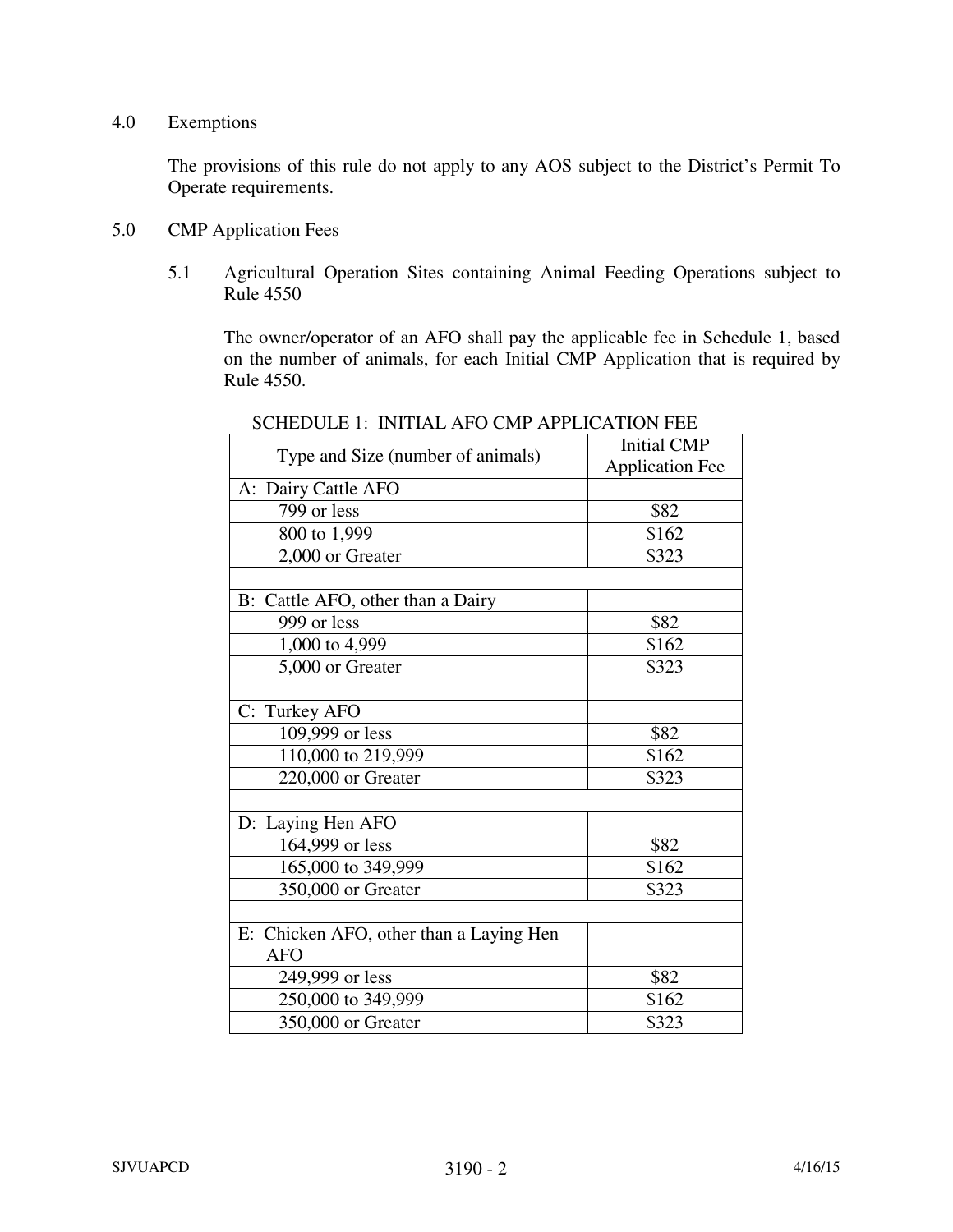## 4.0 Exemptions

The provisions of this rule do not apply to any AOS subject to the District's Permit To Operate requirements.

## 5.0 CMP Application Fees

### 5.1 Agricultural Operation Sites containing Animal Feeding Operations subject to Rule 4550

The owner/operator of an AFO shall pay the applicable fee in Schedule 1, based on the number of animals, for each Initial CMP Application that is required by Rule 4550.

SCHEDULE 1: INITIAL AFO CMP APPLICATION FEE

| Type and Size (number of animals) | Initial CMP Application Fee |
|---|---|
| A: Dairy Cattle AFO | |
| 799 or less | $82 |
| 800 to 1,999 | $162 |
| 2,000 or Greater | $323 |
| | |
| B: Cattle AFO, other than a Dairy | |
| 999 or less | $82 |
| 1,000 to 4,999 | $162 |
| 5,000 or Greater | $323 |
| | |
| C: Turkey AFO | |
| 109,999 or less | $82 |
| 110,000 to 219,999 | $162 |
| 220,000 or Greater | $323 |
| | |
| D: Laying Hen AFO | |
| 164,999 or less | $82 |
| 165,000 to 349,999 | $162 |
| 350,000 or Greater | $323 |
| | |
| E: Chicken AFO, other than a Laying Hen AFO | |
| 249,999 or less | $82 |
| 250,000 to 349,999 | $162 |
| 350,000 or Greater | $323 |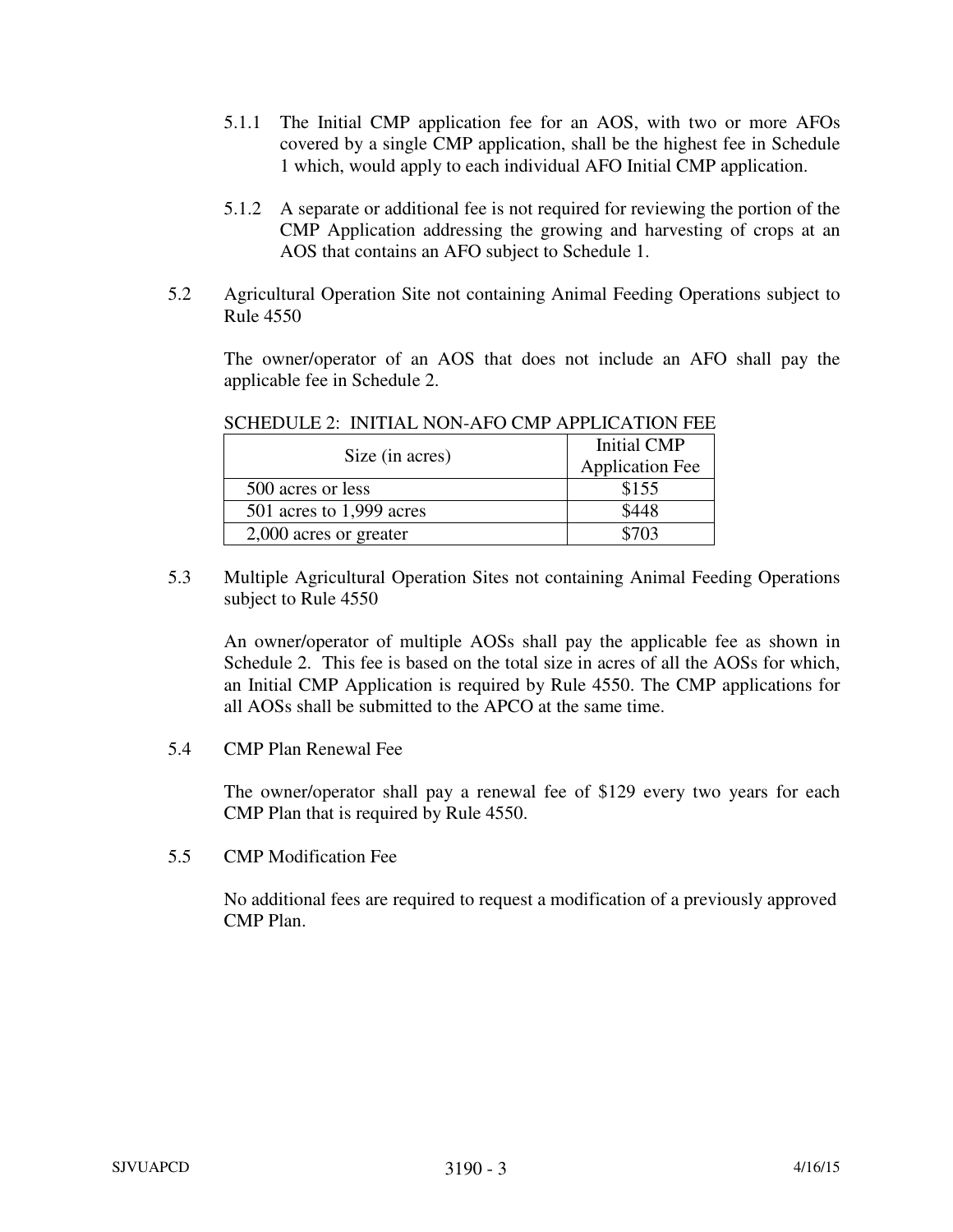5.1.1 The Initial CMP application fee for an AOS, with two or more AFOs covered by a single CMP application, shall be the highest fee in Schedule 1 which, would apply to each individual AFO Initial CMP application.

5.1.2 A separate or additional fee is not required for reviewing the portion of the CMP Application addressing the growing and harvesting of crops at an AOS that contains an AFO subject to Schedule 1.

5.2 Agricultural Operation Site not containing Animal Feeding Operations subject to Rule 4550

The owner/operator of an AOS that does not include an AFO shall pay the applicable fee in Schedule 2.

SCHEDULE 2: INITIAL NON-AFO CMP APPLICATION FEE

| Size (in acres) | Initial CMP Application Fee |
|---|---|
| 500 acres or less | $155 |
| 501 acres to 1,999 acres | $448 |
| 2,000 acres or greater | $703 |

5.3 Multiple Agricultural Operation Sites not containing Animal Feeding Operations subject to Rule 4550

An owner/operator of multiple AOSs shall pay the applicable fee as shown in Schedule 2. This fee is based on the total size in acres of all the AOSs for which, an Initial CMP Application is required by Rule 4550. The CMP applications for all AOSs shall be submitted to the APCO at the same time.

5.4 CMP Plan Renewal Fee

The owner/operator shall pay a renewal fee of $129 every two years for each CMP Plan that is required by Rule 4550.

5.5 CMP Modification Fee

No additional fees are required to request a modification of a previously approved CMP Plan.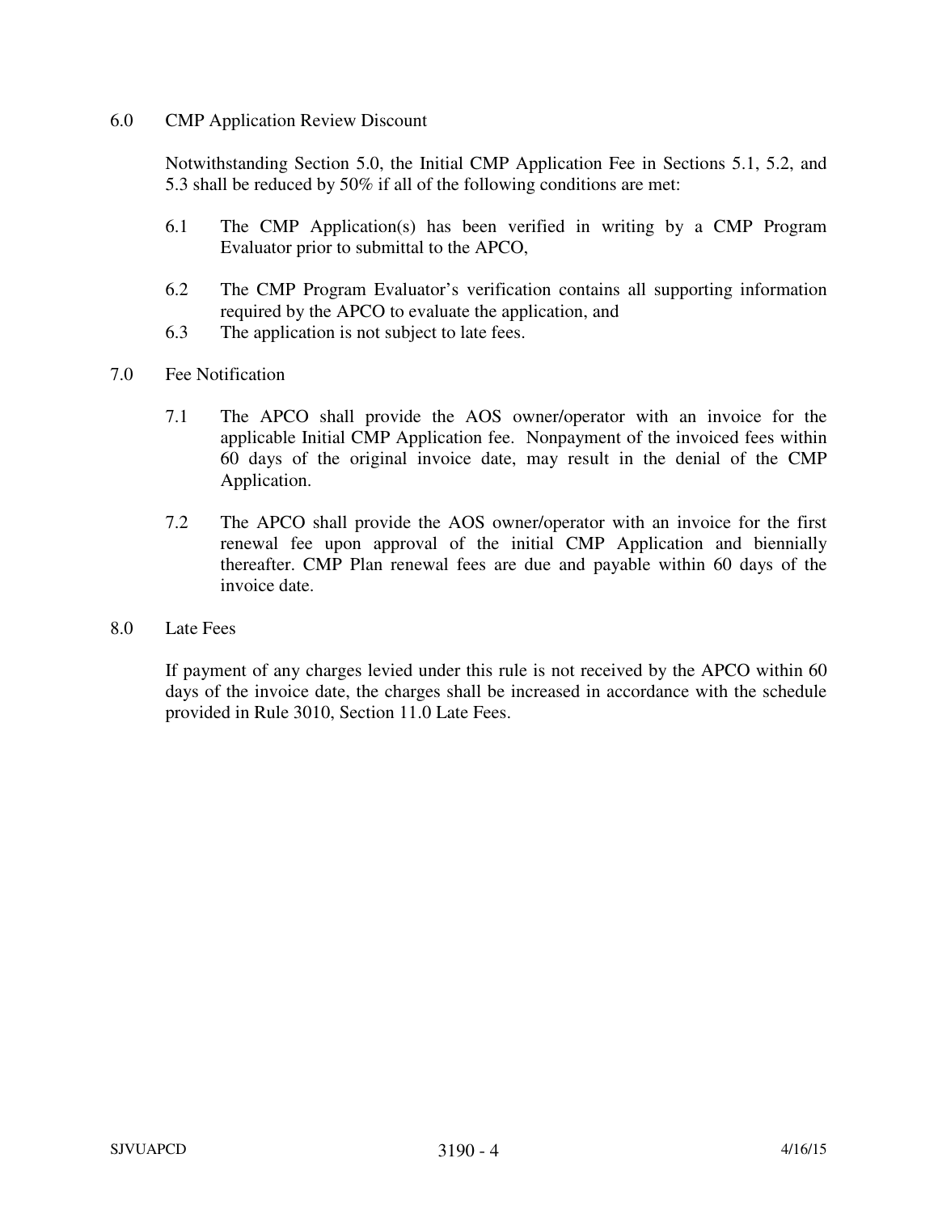## 6.0 CMP Application Review Discount

Notwithstanding Section 5.0, the Initial CMP Application Fee in Sections 5.1, 5.2, and 5.3 shall be reduced by 50% if all of the following conditions are met:

6.1 The CMP Application(s) has been verified in writing by a CMP Program Evaluator prior to submittal to the APCO,

6.2 The CMP Program Evaluator's verification contains all supporting information required by the APCO to evaluate the application, and

6.3 The application is not subject to late fees.

## 7.0 Fee Notification

7.1 The APCO shall provide the AOS owner/operator with an invoice for the applicable Initial CMP Application fee. Nonpayment of the invoiced fees within 60 days of the original invoice date, may result in the denial of the CMP Application.

7.2 The APCO shall provide the AOS owner/operator with an invoice for the first renewal fee upon approval of the initial CMP Application and biennially thereafter. CMP Plan renewal fees are due and payable within 60 days of the invoice date.

## 8.0 Late Fees

If payment of any charges levied under this rule is not received by the APCO within 60 days of the invoice date, the charges shall be increased in accordance with the schedule provided in Rule 3010, Section 11.0 Late Fees.